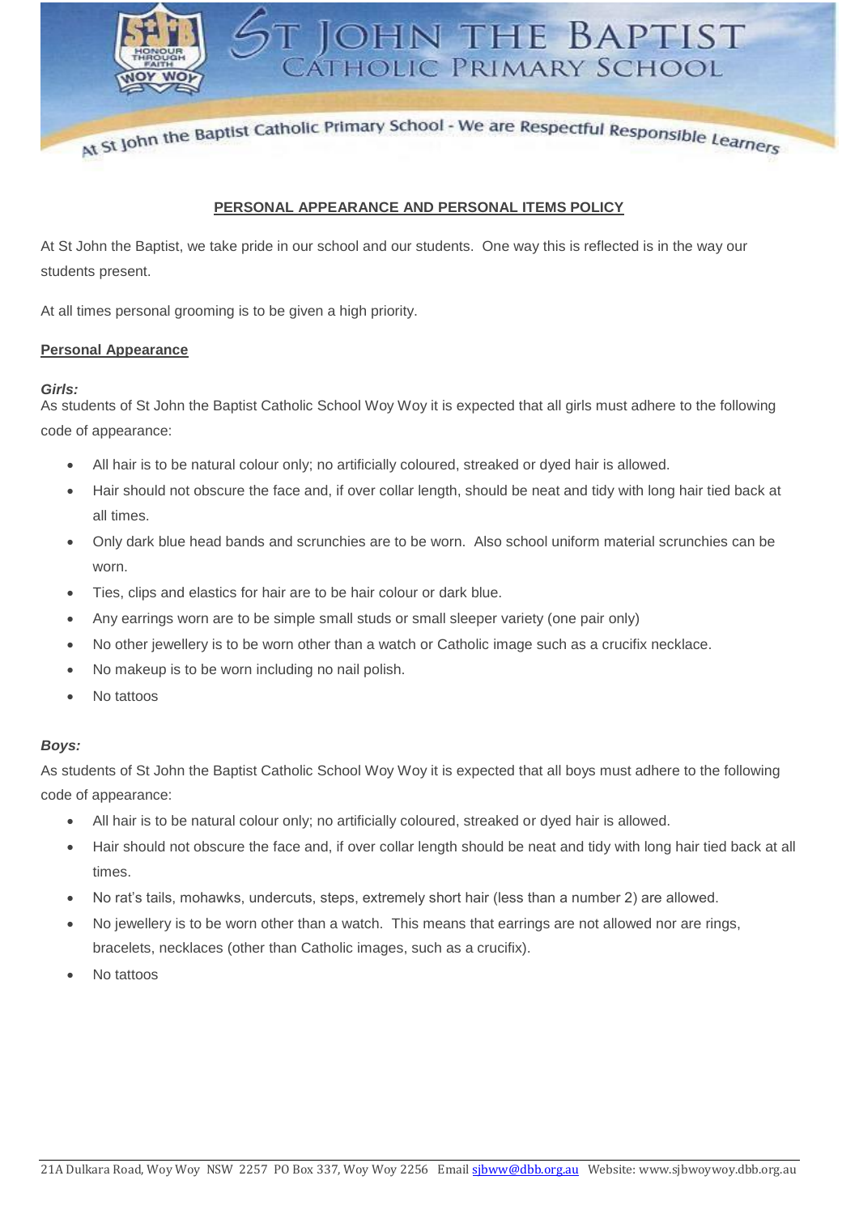# ST JOHN THE BAPTIST CATHOLIC PRIMARY SCHOOL

At St John the Baptist Catholic Primary School - We are Respectful Responsible Learners

## PERSONAL APPEARANCE AND PERSONAL ITEMS POLICY

At St John the Baptist, we take pride in our school and our students. One way this is reflected is in the way our students present.

At all times personal grooming is to be given a high priority.

### Personal Appearance

***Girls:***
As students of St John the Baptist Catholic School Woy Woy it is expected that all girls must adhere to the following code of appearance:

- All hair is to be natural colour only; no artificially coloured, streaked or dyed hair is allowed.
- Hair should not obscure the face and, if over collar length, should be neat and tidy with long hair tied back at all times.
- Only dark blue head bands and scrunchies are to be worn. Also school uniform material scrunchies can be worn.
- Ties, clips and elastics for hair are to be hair colour or dark blue.
- Any earrings worn are to be simple small studs or small sleeper variety (one pair only)
- No other jewellery is to be worn other than a watch or Catholic image such as a crucifix necklace.
- No makeup is to be worn including no nail polish.
- No tattoos

***Boys:***
As students of St John the Baptist Catholic School Woy Woy it is expected that all boys must adhere to the following code of appearance:

- All hair is to be natural colour only; no artificially coloured, streaked or dyed hair is allowed.
- Hair should not obscure the face and, if over collar length should be neat and tidy with long hair tied back at all times.
- No rat's tails, mohawks, undercuts, steps, extremely short hair (less than a number 2) are allowed.
- No jewellery is to be worn other than a watch. This means that earrings are not allowed nor are rings, bracelets, necklaces (other than Catholic images, such as a crucifix).
- No tattoos

21A Dulkara Road, Woy Woy NSW 2257 PO Box 337, Woy Woy 2256 Email sjbww@dbb.org.au Website: www.sjbwoywoy.dbb.org.au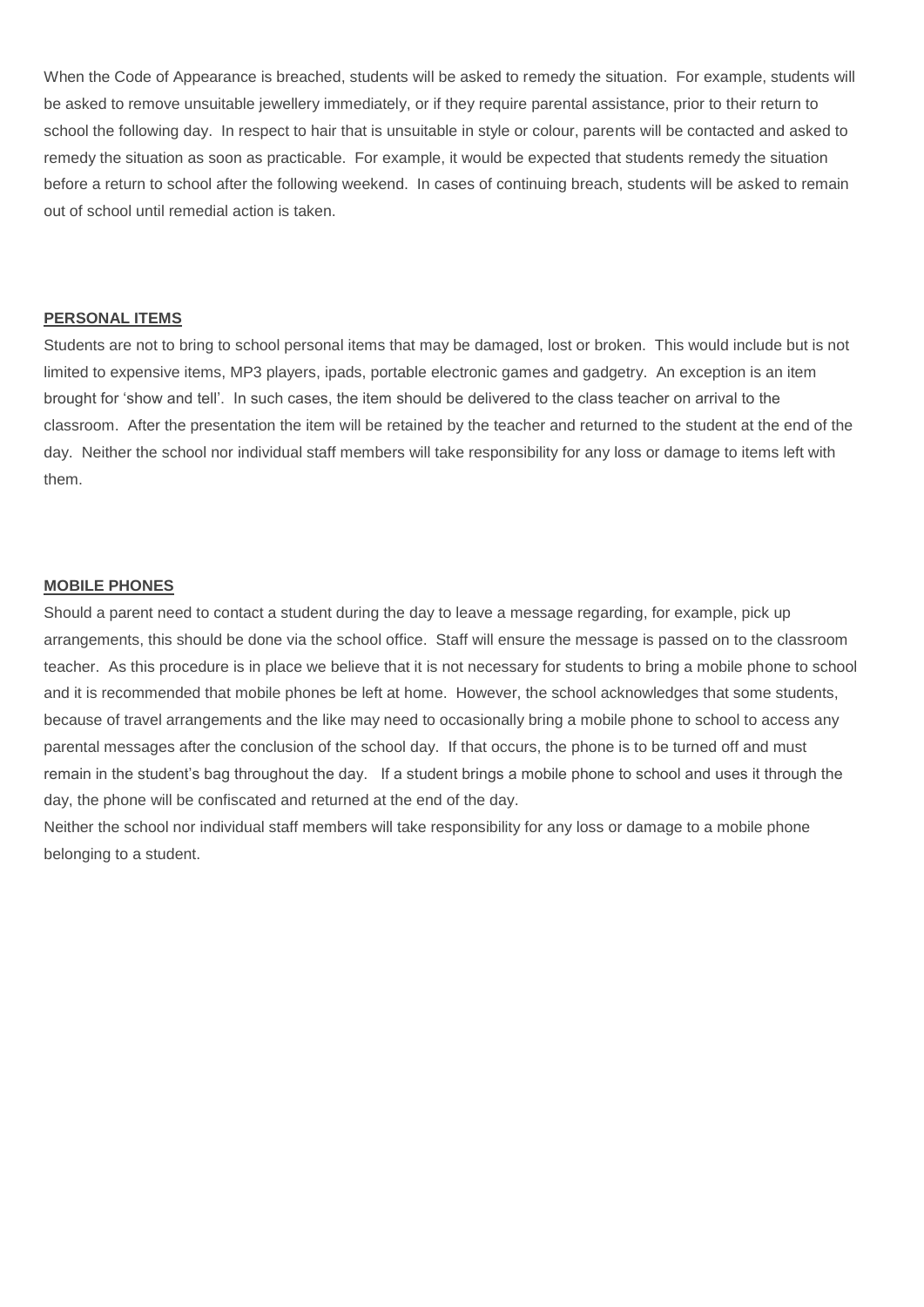When the Code of Appearance is breached, students will be asked to remedy the situation. For example, students will be asked to remove unsuitable jewellery immediately, or if they require parental assistance, prior to their return to school the following day. In respect to hair that is unsuitable in style or colour, parents will be contacted and asked to remedy the situation as soon as practicable. For example, it would be expected that students remedy the situation before a return to school after the following weekend. In cases of continuing breach, students will be asked to remain out of school until remedial action is taken.

## PERSONAL ITEMS

Students are not to bring to school personal items that may be damaged, lost or broken. This would include but is not limited to expensive items, MP3 players, ipads, portable electronic games and gadgetry. An exception is an item brought for 'show and tell'. In such cases, the item should be delivered to the class teacher on arrival to the classroom. After the presentation the item will be retained by the teacher and returned to the student at the end of the day. Neither the school nor individual staff members will take responsibility for any loss or damage to items left with them.

## MOBILE PHONES

Should a parent need to contact a student during the day to leave a message regarding, for example, pick up arrangements, this should be done via the school office. Staff will ensure the message is passed on to the classroom teacher. As this procedure is in place we believe that it is not necessary for students to bring a mobile phone to school and it is recommended that mobile phones be left at home. However, the school acknowledges that some students, because of travel arrangements and the like may need to occasionally bring a mobile phone to school to access any parental messages after the conclusion of the school day. If that occurs, the phone is to be turned off and must remain in the student's bag throughout the day. If a student brings a mobile phone to school and uses it through the day, the phone will be confiscated and returned at the end of the day.

Neither the school nor individual staff members will take responsibility for any loss or damage to a mobile phone belonging to a student.